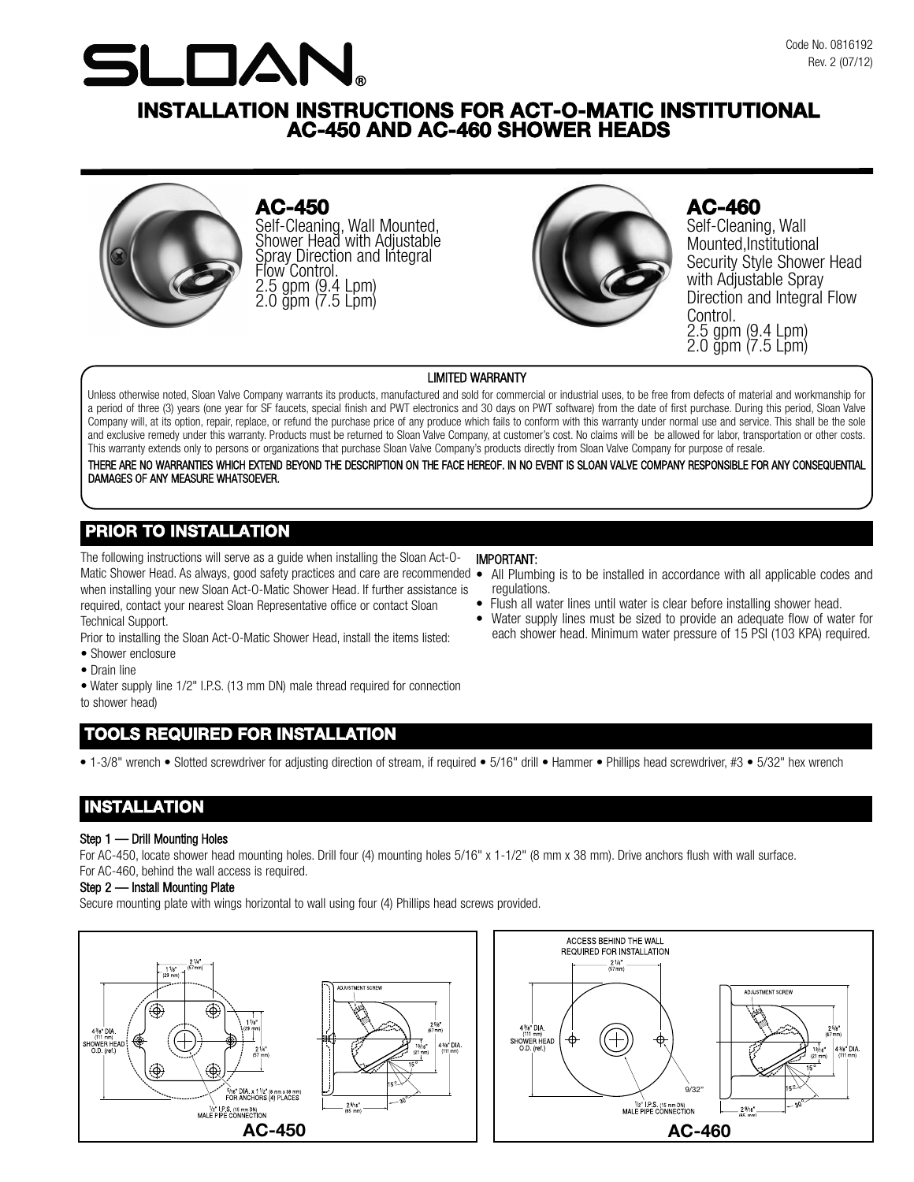Code No. 0816192
Rev. 2 (07/12)

# SLOAN®

# INSTALLATION INSTRUCTIONS FOR ACT-O-MATIC INSTITUTIONAL AC-450 AND AC-460 SHOWER HEADS

## AC-450

Self-Cleaning, Wall Mounted, Shower Head with Adjustable Spray Direction and Integral Flow Control.
2.5 gpm (9.4 Lpm)
2.0 gpm (7.5 Lpm)

## AC-460

Self-Cleaning, Wall Mounted, Institutional Security Style Shower Head with Adjustable Spray Direction and Integral Flow Control.
2.5 gpm (9.4 Lpm)
2.0 gpm (7.5 Lpm)

**LIMITED WARRANTY**

Unless otherwise noted, Sloan Valve Company warrants its products, manufactured and sold for commercial or industrial uses, to be free from defects of material and workmanship for a period of three (3) years (one year for SF faucets, special finish and PWT electronics and 30 days on PWT software) from the date of first purchase. During this period, Sloan Valve Company will, at its option, repair, replace, or refund the purchase price of any produce which fails to conform with this warranty under normal use and service. This shall be the sole and exclusive remedy under this warranty. Products must be returned to Sloan Valve Company, at customer's cost. No claims will be be allowed for labor, transportation or other costs. This warranty extends only to persons or organizations that purchase Sloan Valve Company's products directly from Sloan Valve Company for purpose of resale.

THERE ARE NO WARRANTIES WHICH EXTEND BEYOND THE DESCRIPTION ON THE FACE HEREOF. IN NO EVENT IS SLOAN VALVE COMPANY RESPONSIBLE FOR ANY CONSEQUENTIAL DAMAGES OF ANY MEASURE WHATSOEVER.

## PRIOR TO INSTALLATION

The following instructions will serve as a guide when installing the Sloan Act-O-Matic Shower Head. As always, good safety practices and care are recommended when installing your new Sloan Act-O-Matic Shower Head. If further assistance is required, contact your nearest Sloan Representative office or contact Sloan Technical Support.

Prior to installing the Sloan Act-O-Matic Shower Head, install the items listed:

- Shower enclosure
- Drain line
- Water supply line 1/2" I.P.S. (13 mm DN) male thread required for connection to shower head)

**IMPORTANT:**

- All Plumbing is to be installed in accordance with all applicable codes and regulations.
- Flush all water lines until water is clear before installing shower head.
- Water supply lines must be sized to provide an adequate flow of water for each shower head. Minimum water pressure of 15 PSI (103 KPA) required.

## TOOLS REQUIRED FOR INSTALLATION

• 1-3/8" wrench • Slotted screwdriver for adjusting direction of stream, if required • 5/16" drill • Hammer • Phillips head screwdriver, #3 • 5/32" hex wrench

## INSTALLATION

**Step 1 — Drill Mounting Holes**

For AC-450, locate shower head mounting holes. Drill four (4) mounting holes 5/16" x 1-1/2" (8 mm x 38 mm). Drive anchors flush with wall surface.
For AC-460, behind the wall access is required.

**Step 2 — Install Mounting Plate**

Secure mounting plate with wings horizontal to wall using four (4) Phillips head screws provided.

**AC-450**

2 1/4" (57 mm); 1 1/8" (29 mm); 4 3/8" DIA. (111 mm) SHOWER HEAD O.D. (ref.); 1 1/8" (29 mm); 2 1/4" (57 mm); 5/16" DIA. x 1 1/2" (8 mm x 38 mm) FOR ANCHORS (4) PLACES; 1/2" I.P.S. (15 mm DN) MALE PIPE CONNECTION; ADJUSTMENT SCREW; 2 5/8" (67 mm); 13/16" (21 mm); 4 3/8" DIA. (111 mm); 15°; 15°; 30°; 2 9/16" (65 mm)

**AC-460**

ACCESS BEHIND THE WALL REQUIRED FOR INSTALLATION; 2 1/4" (57 mm); 4 3/8" DIA. (111 mm) SHOWER HEAD O.D. (ref.); 9/32"; 1/2" I.P.S. (15 mm DN) MALE PIPE CONNECTION; ADJUSTMENT SCREW; 2 5/8" (67 mm); 13/16" (21 mm); 4 3/8" DIA. (111 mm); 15°; 15°; 30°; 2 9/16" (65 mm)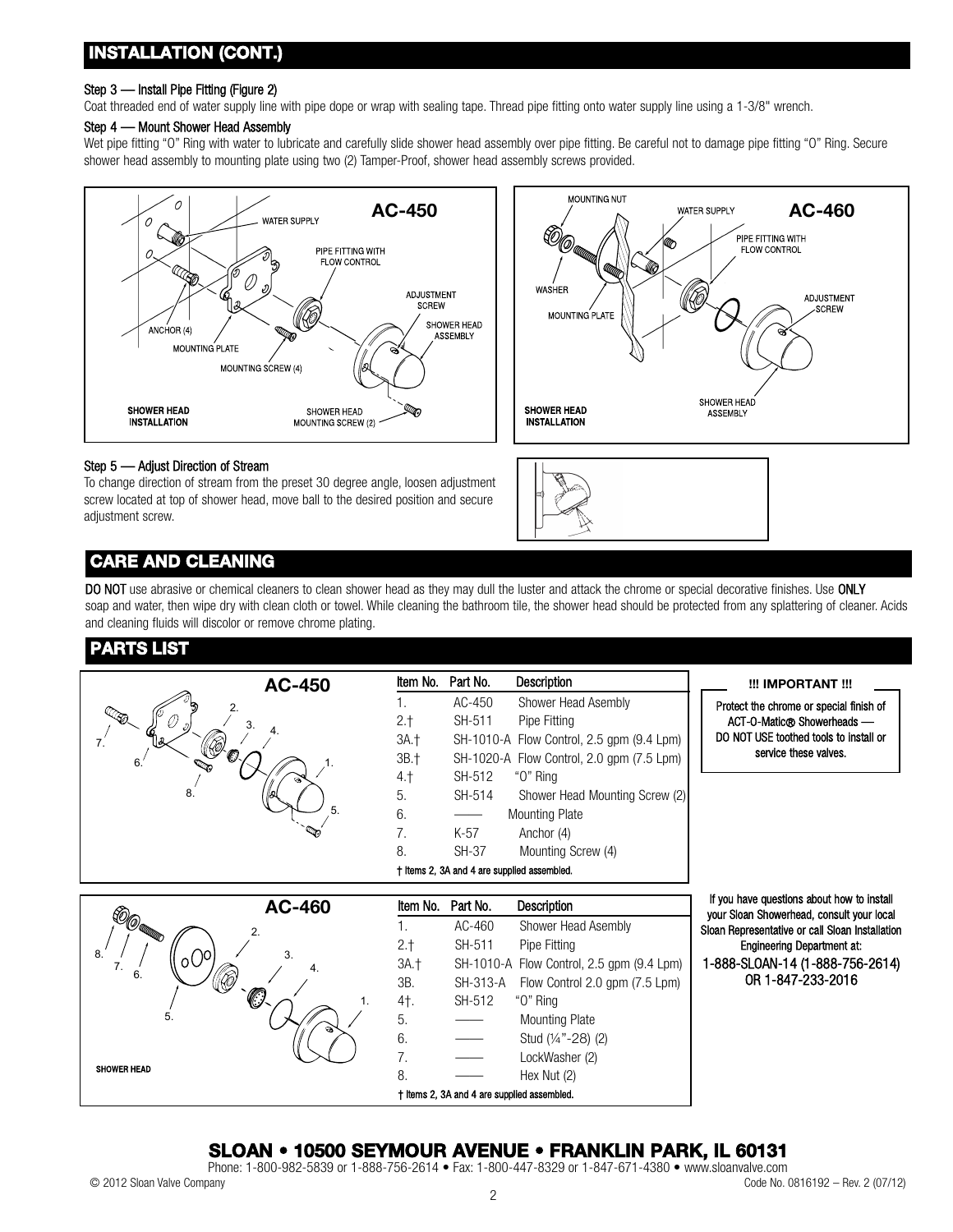## INSTALLATION (CONT.)

**Step 3 — Install Pipe Fitting (Figure 2)**

Coat threaded end of water supply line with pipe dope or wrap with sealing tape. Thread pipe fitting onto water supply line using a 1-3/8" wrench.

**Step 4 — Mount Shower Head Assembly**

Wet pipe fitting "O" Ring with water to lubricate and carefully slide shower head assembly over pipe fitting. Be careful not to damage pipe fitting "O" Ring. Secure shower head assembly to mounting plate using two (2) Tamper-Proof, shower head assembly screws provided.

AC-450

WATER SUPPLY
PIPE FITTING WITH FLOW CONTROL
ADJUSTMENT SCREW
SHOWER HEAD ASSEMBLY
ANCHOR (4)
MOUNTING PLATE
MOUNTING SCREW (4)
SHOWER HEAD INSTALLATION
SHOWER HEAD MOUNTING SCREW (2)

AC-460

MOUNTING NUT
WATER SUPPLY
PIPE FITTING WITH FLOW CONTROL
WASHER
MOUNTING PLATE
ADJUSTMENT SCREW
SHOWER HEAD ASSEMBLY
SHOWER HEAD INSTALLATION

**Step 5 — Adjust Direction of Stream**

To change direction of stream from the preset 30 degree angle, loosen adjustment screw located at top of shower head, move ball to the desired position and secure adjustment screw.

## CARE AND CLEANING

**DO NOT** use abrasive or chemical cleaners to clean shower head as they may dull the luster and attack the chrome or special decorative finishes. Use **ONLY** soap and water, then wipe dry with clean cloth or towel. While cleaning the bathroom tile, the shower head should be protected from any splattering of cleaner. Acids and cleaning fluids will discolor or remove chrome plating.

## PARTS LIST

### AC-450

| Item No. | Part No. | Description |
|---|---|---|
| 1. | AC-450 | Shower Head Asembly |
| 2.† | SH-511 | Pipe Fitting |
| 3A.† | SH-1010-A | Flow Control, 2.5 gpm (9.4 Lpm) |
| 3B.† | SH-1020-A | Flow Control, 2.0 gpm (7.5 Lpm) |
| 4.† | SH-512 | "O" Ring |
| 5. | SH-514 | Shower Head Mounting Screw (2) |
| 6. | —— | Mounting Plate |
| 7. | K-57 | Anchor (4) |
| 8. | SH-37 | Mounting Screw (4) |

† Items 2, 3A and 4 are supplied assembled.

**!!! IMPORTANT !!!**

**Protect the chrome or special finish of ACT-O-Matic® Showerheads — DO NOT USE toothed tools to install or service these valves.**

### AC-460

SHOWER HEAD

| Item No. | Part No. | Description |
|---|---|---|
| 1. | AC-460 | Shower Head Asembly |
| 2.† | SH-511 | Pipe Fitting |
| 3A.† | SH-1010-A | Flow Control, 2.5 gpm (9.4 Lpm) |
| 3B. | SH-313-A | Flow Control 2.0 gpm (7.5 Lpm) |
| 4†. | SH-512 | "O" Ring |
| 5. | —— | Mounting Plate |
| 6. | —— | Stud (¼"-28) (2) |
| 7. | —— | LockWasher (2) |
| 8. | —— | Hex Nut (2) |

† Items 2, 3A and 4 are supplied assembled.

**If you have questions about how to install your Sloan Showerhead, consult your local Sloan Representative or call Sloan Installation Engineering Department at:**
**1-888-SLOAN-14 (1-888-756-2614) OR 1-847-233-2016**

**SLOAN • 10500 SEYMOUR AVENUE • FRANKLIN PARK, IL 60131**

Phone: 1-800-982-5839 or 1-888-756-2614 • Fax: 1-800-447-8329 or 1-847-671-4380 • www.sloanvalve.com

© 2012 Sloan Valve Company

Code No. 0816192 – Rev. 2 (07/12)